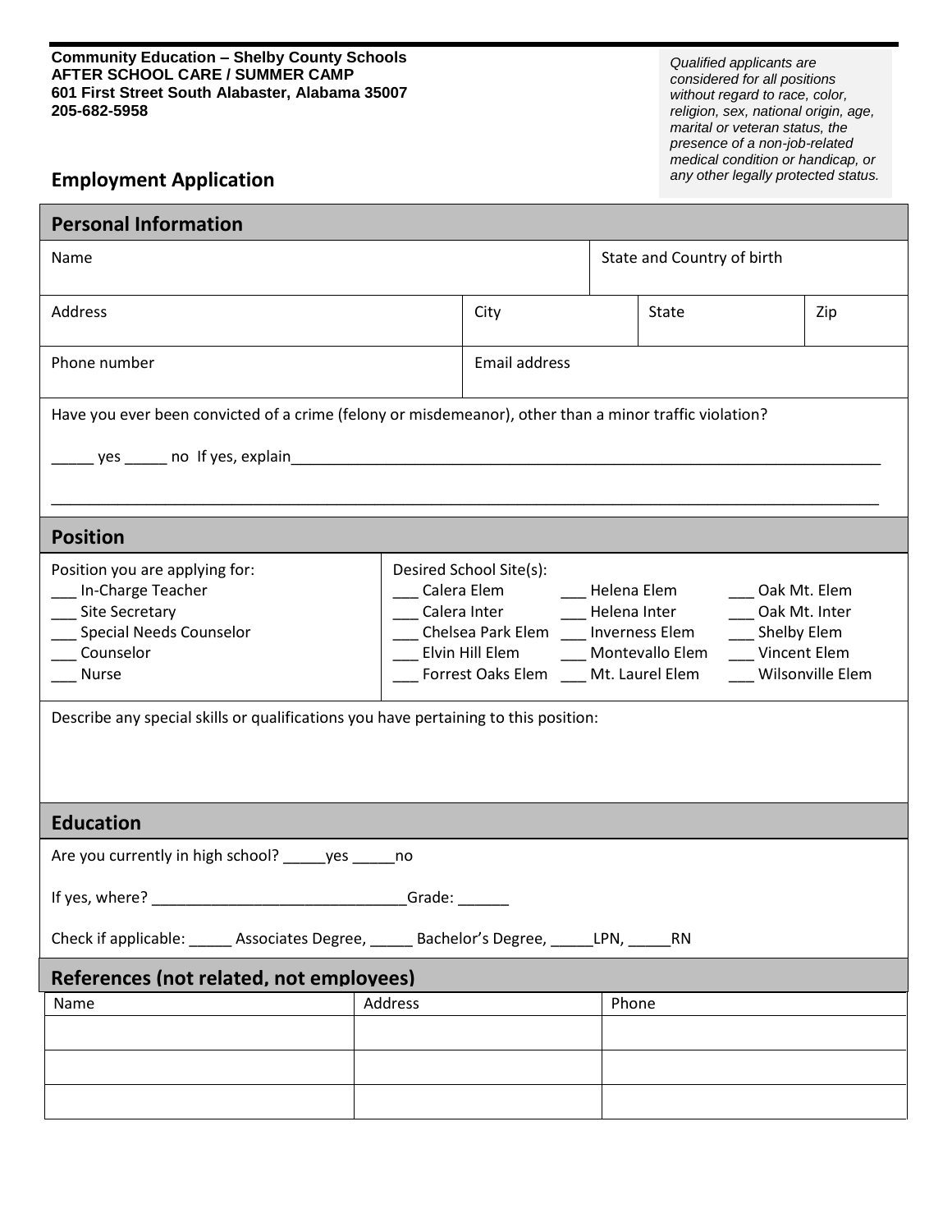**Community Education – Shelby County Schools**
**AFTER SCHOOL CARE / SUMMER CAMP**
**601 First Street South Alabaster, Alabama 35007**
**205-682-5958**

*Qualified applicants are considered for all positions without regard to race, color, religion, sex, national origin, age, marital or veteran status, the presence of a non-job-related medical condition or handicap, or any other legally protected status.*

# Employment Application

## Personal Information

| Name | | State and Country of birth | |
|---|---|---|---|
| Address | City | State | Zip |
| Phone number | Email address | | |

Have you ever been convicted of a crime (felony or misdemeanor), other than a minor traffic violation?

_____ yes _____ no  If yes, explain_______________________________________________________________________

_____________________________________________________________________________________________

## Position

Position you are applying for:
- ___ In-Charge Teacher
- ___ Site Secretary
- ___ Special Needs Counselor
- ___ Counselor
- ___ Nurse

Desired School Site(s):

| | | |
|---|---|---|
| ___ Calera Elem | ___ Helena Elem | ___ Oak Mt. Elem |
| ___ Calera Inter | ___ Helena Inter | ___ Oak Mt. Inter |
| ___ Chelsea Park Elem | ___ Inverness Elem | ___ Shelby Elem |
| ___ Elvin Hill Elem | ___ Montevallo Elem | ___ Vincent Elem |
| ___ Forrest Oaks Elem | ___ Mt. Laurel Elem | ___ Wilsonville Elem |

Describe any special skills or qualifications you have pertaining to this position:

## Education

Are you currently in high school? _____yes _____no

If yes, where? ______________________________Grade: ______

Check if applicable: _____ Associates Degree, _____ Bachelor's Degree, _____LPN, _____RN

## References (not related, not employees)

| Name | Address | Phone |
|---|---|---|
| | | |
| | | |
| | | |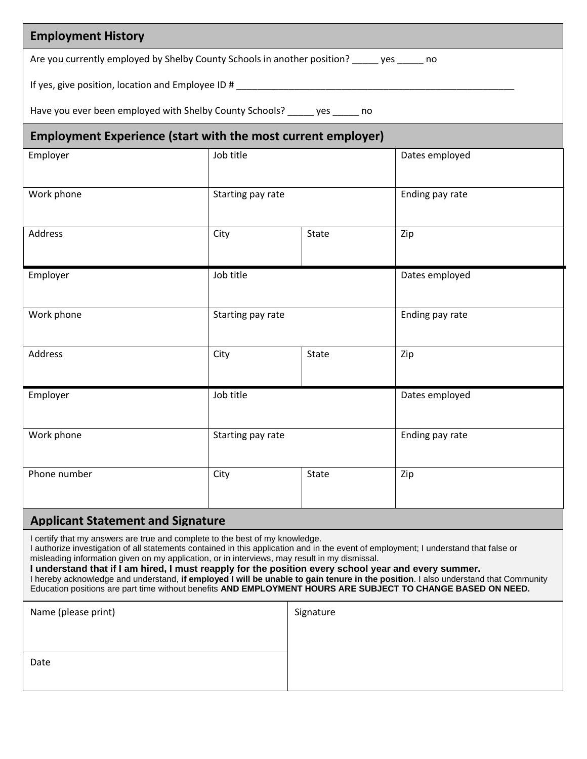## Employment History

Are you currently employed by Shelby County Schools in another position? _____ yes _____ no

If yes, give position, location and Employee ID # _______________________________________________________

Have you ever been employed with Shelby County Schools? _____ yes _____ no

## Employment Experience (start with the most current employer)

| | | | |
|---|---|---|---|
| Employer | Job title | | Dates employed |
| Work phone | Starting pay rate | | Ending pay rate |
| Address | City | State | Zip |
| Employer | Job title | | Dates employed |
| Work phone | Starting pay rate | | Ending pay rate |
| Address | City | State | Zip |
| Employer | Job title | | Dates employed |
| Work phone | Starting pay rate | | Ending pay rate |
| Phone number | City | State | Zip |

## Applicant Statement and Signature

I certify that my answers are true and complete to the best of my knowledge.
I authorize investigation of all statements contained in this application and in the event of employment; I understand that false or misleading information given on my application, or in interviews, may result in my dismissal.
**I understand that if I am hired, I must reapply for the position every school year and every summer.**
I hereby acknowledge and understand, **if employed I will be unable to gain tenure in the position**. I also understand that Community Education positions are part time without benefits **AND EMPLOYMENT HOURS ARE SUBJECT TO CHANGE BASED ON NEED.**

| | |
|---|---|
| Name (please print) | Signature |
| Date | |